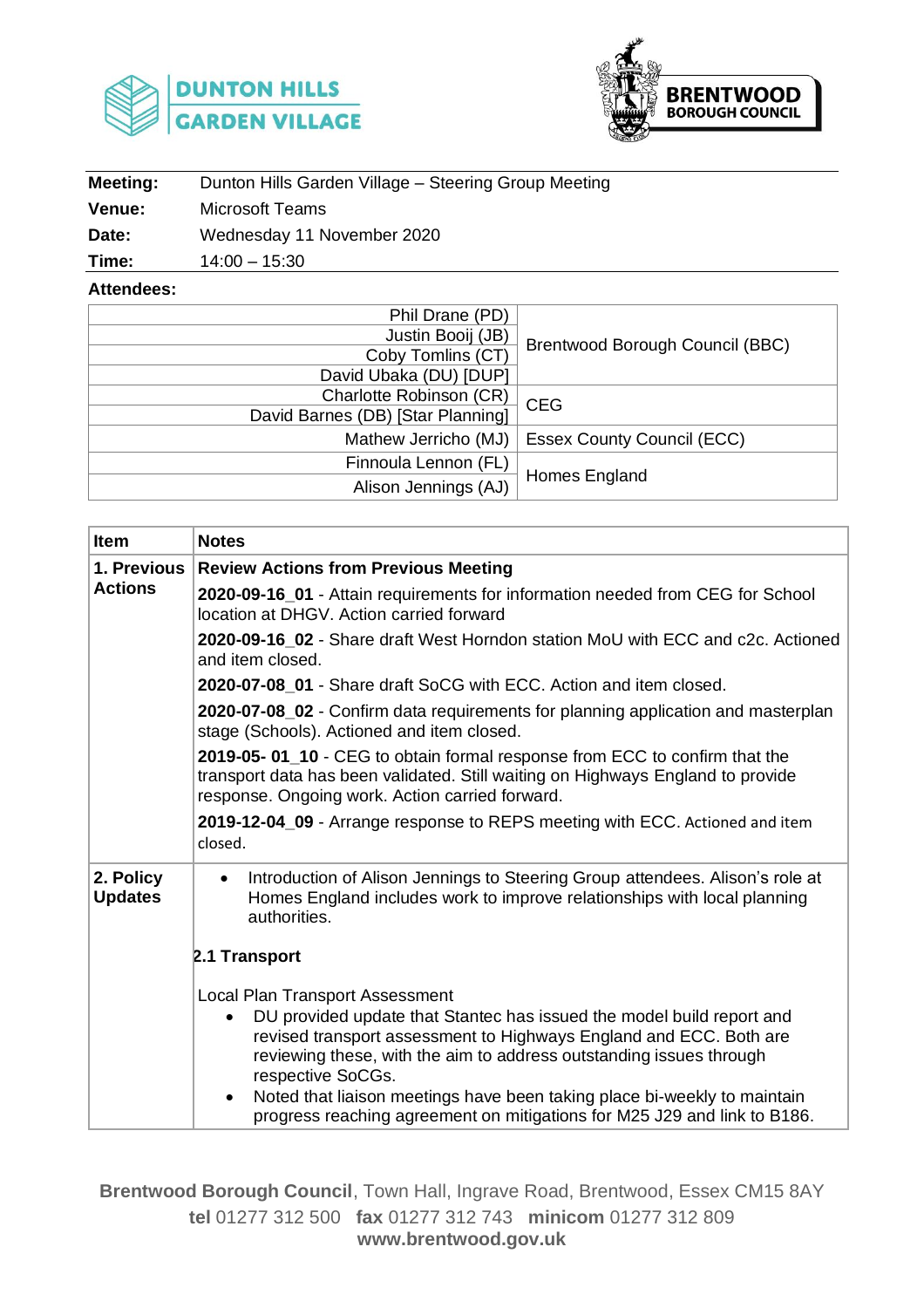DUNTON HILLS GARDEN VILLAGE

BRENTWOOD BOROUGH COUNCIL

| | |
|---|---|
| **Meeting:** | Dunton Hills Garden Village – Steering Group Meeting |
| **Venue:** | Microsoft Teams |
| **Date:** | Wednesday 11 November 2020 |
| **Time:** | 14:00 – 15:30 |

**Attendees:**

| | |
|---|---|
| Phil Drane (PD) | Brentwood Borough Council (BBC) |
| Justin Booij (JB) | |
| Coby Tomlins (CT) | |
| David Ubaka (DU) [DUP] | |
| Charlotte Robinson (CR) | CEG |
| David Barnes (DB) [Star Planning] | |
| Mathew Jerricho (MJ) | Essex County Council (ECC) |
| Finnoula Lennon (FL) | Homes England |
| Alison Jennings (AJ) | |

| Item | Notes |
|---|---|
| **1. Previous Actions** | **Review Actions from Previous Meeting**<br><br>**2020-09-16_01** - Attain requirements for information needed from CEG for School location at DHGV. Action carried forward<br><br>**2020-09-16_02** - Share draft West Horndon station MoU with ECC and c2c. Actioned and item closed.<br><br>**2020-07-08_01** - Share draft SoCG with ECC. Action and item closed.<br><br>**2020-07-08_02** - Confirm data requirements for planning application and masterplan stage (Schools). Actioned and item closed.<br><br>**2019-05- 01_10** - CEG to obtain formal response from ECC to confirm that the transport data has been validated. Still waiting on Highways England to provide response. Ongoing work. Action carried forward.<br><br>**2019-12-04_09** - Arrange response to REPS meeting with ECC. Actioned and item closed. |
| **2. Policy Updates** | • Introduction of Alison Jennings to Steering Group attendees. Alison's role at Homes England includes work to improve relationships with local planning authorities.<br><br>**2.1 Transport**<br><br>Local Plan Transport Assessment<br>• DU provided update that Stantec has issued the model build report and revised transport assessment to Highways England and ECC. Both are reviewing these, with the aim to address outstanding issues through respective SoCGs.<br>• Noted that liaison meetings have been taking place bi-weekly to maintain progress reaching agreement on mitigations for M25 J29 and link to B186. |

**Brentwood Borough Council**, Town Hall, Ingrave Road, Brentwood, Essex CM15 8AY
**tel** 01277 312 500 **fax** 01277 312 743 **minicom** 01277 312 809
**www.brentwood.gov.uk**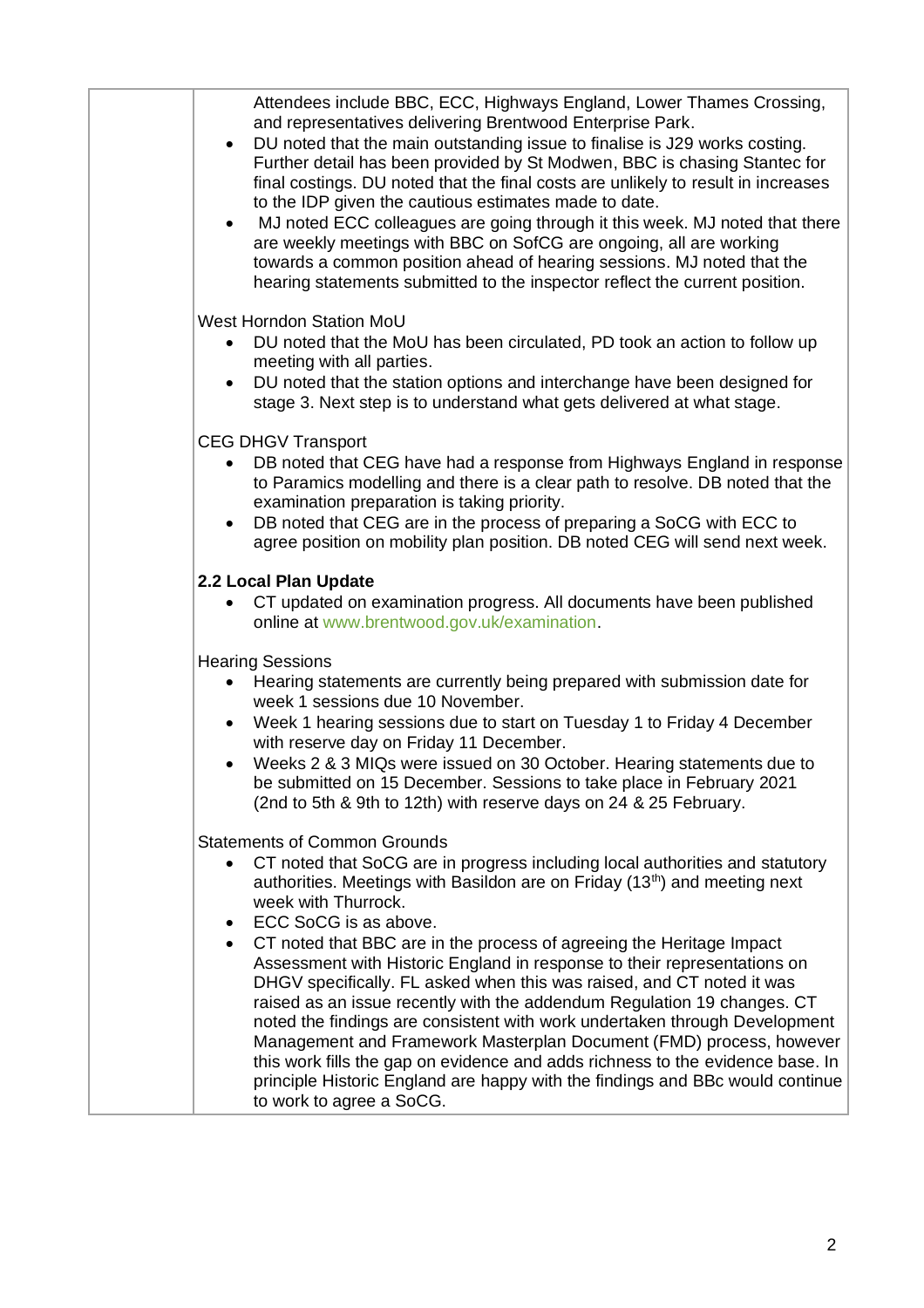Attendees include BBC, ECC, Highways England, Lower Thames Crossing, and representatives delivering Brentwood Enterprise Park.

- DU noted that the main outstanding issue to finalise is J29 works costing. Further detail has been provided by St Modwen, BBC is chasing Stantec for final costings. DU noted that the final costs are unlikely to result in increases to the IDP given the cautious estimates made to date.
- MJ noted ECC colleagues are going through it this week. MJ noted that there are weekly meetings with BBC on SofCG are ongoing, all are working towards a common position ahead of hearing sessions. MJ noted that the hearing statements submitted to the inspector reflect the current position.

West Horndon Station MoU

- DU noted that the MoU has been circulated, PD took an action to follow up meeting with all parties.
- DU noted that the station options and interchange have been designed for stage 3. Next step is to understand what gets delivered at what stage.

CEG DHGV Transport

- DB noted that CEG have had a response from Highways England in response to Paramics modelling and there is a clear path to resolve. DB noted that the examination preparation is taking priority.
- DB noted that CEG are in the process of preparing a SoCG with ECC to agree position on mobility plan position. DB noted CEG will send next week.

**2.2 Local Plan Update**

- CT updated on examination progress. All documents have been published online at www.brentwood.gov.uk/examination.

Hearing Sessions

- Hearing statements are currently being prepared with submission date for week 1 sessions due 10 November.
- Week 1 hearing sessions due to start on Tuesday 1 to Friday 4 December with reserve day on Friday 11 December.
- Weeks 2 & 3 MIQs were issued on 30 October. Hearing statements due to be submitted on 15 December. Sessions to take place in February 2021 (2nd to 5th & 9th to 12th) with reserve days on 24 & 25 February.

Statements of Common Grounds

- CT noted that SoCG are in progress including local authorities and statutory authorities. Meetings with Basildon are on Friday (13th) and meeting next week with Thurrock.
- ECC SoCG is as above.
- CT noted that BBC are in the process of agreeing the Heritage Impact Assessment with Historic England in response to their representations on DHGV specifically. FL asked when this was raised, and CT noted it was raised as an issue recently with the addendum Regulation 19 changes. CT noted the findings are consistent with work undertaken through Development Management and Framework Masterplan Document (FMD) process, however this work fills the gap on evidence and adds richness to the evidence base. In principle Historic England are happy with the findings and BBc would continue to work to agree a SoCG.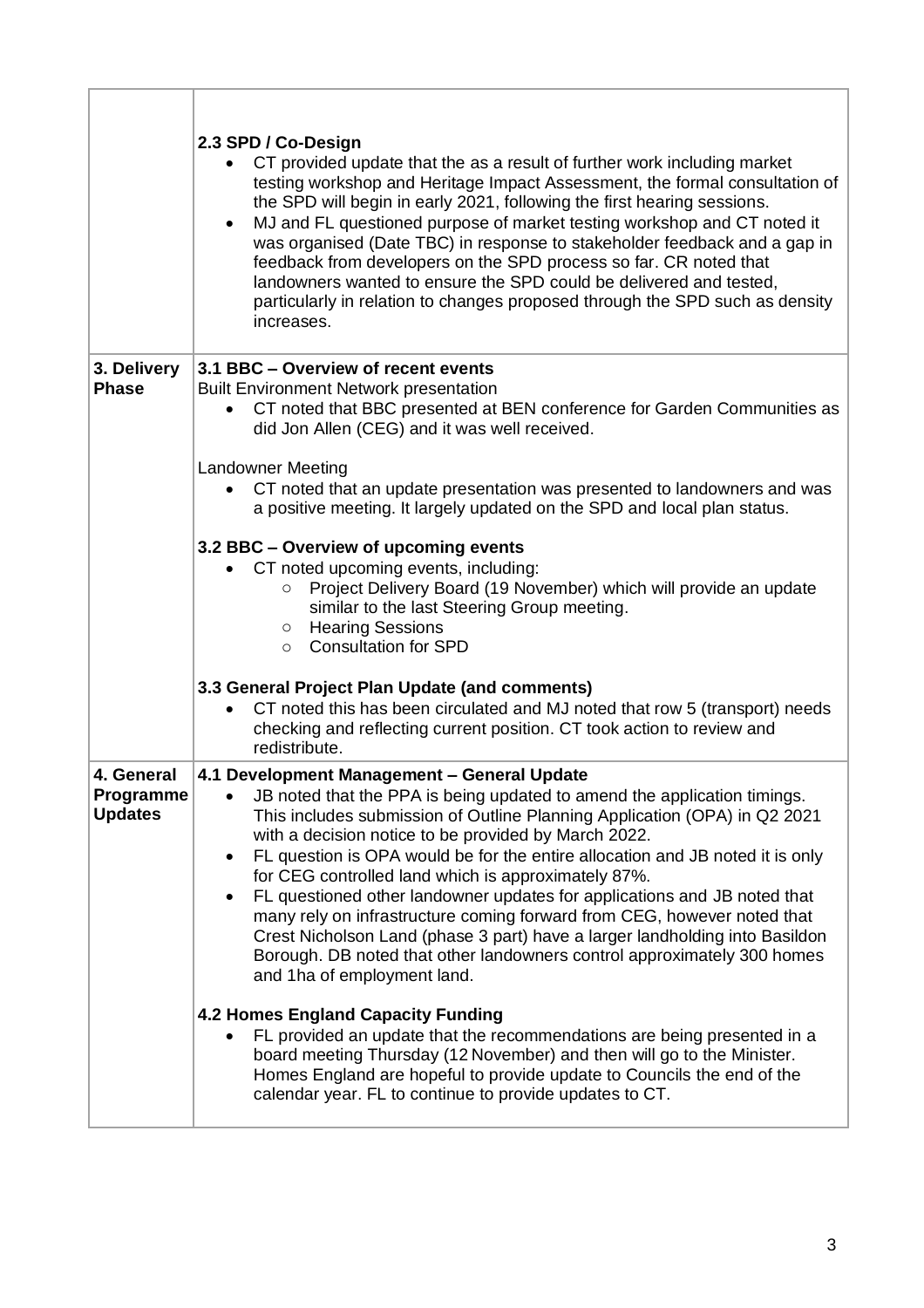| | |
|---|---|
| | **2.3 SPD / Co-Design**<br>• CT provided update that the as a result of further work including market testing workshop and Heritage Impact Assessment, the formal consultation of the SPD will begin in early 2021, following the first hearing sessions.<br>• MJ and FL questioned purpose of market testing workshop and CT noted it was organised (Date TBC) in response to stakeholder feedback and a gap in feedback from developers on the SPD process so far. CR noted that landowners wanted to ensure the SPD could be delivered and tested, particularly in relation to changes proposed through the SPD such as density increases. |
| **3. Delivery Phase** | **3.1 BBC – Overview of recent events**<br>Built Environment Network presentation<br>• CT noted that BBC presented at BEN conference for Garden Communities as did Jon Allen (CEG) and it was well received.<br><br>Landowner Meeting<br>• CT noted that an update presentation was presented to landowners and was a positive meeting. It largely updated on the SPD and local plan status.<br><br>**3.2 BBC – Overview of upcoming events**<br>• CT noted upcoming events, including:<br>  ○ Project Delivery Board (19 November) which will provide an update similar to the last Steering Group meeting.<br>  ○ Hearing Sessions<br>  ○ Consultation for SPD<br><br>**3.3 General Project Plan Update (and comments)**<br>• CT noted this has been circulated and MJ noted that row 5 (transport) needs checking and reflecting current position. CT took action to review and redistribute. |
| **4. General Programme Updates** | **4.1 Development Management – General Update**<br>• JB noted that the PPA is being updated to amend the application timings. This includes submission of Outline Planning Application (OPA) in Q2 2021 with a decision notice to be provided by March 2022.<br>• FL question is OPA would be for the entire allocation and JB noted it is only for CEG controlled land which is approximately 87%.<br>• FL questioned other landowner updates for applications and JB noted that many rely on infrastructure coming forward from CEG, however noted that Crest Nicholson Land (phase 3 part) have a larger landholding into Basildon Borough. DB noted that other landowners control approximately 300 homes and 1ha of employment land.<br><br>**4.2 Homes England Capacity Funding**<br>• FL provided an update that the recommendations are being presented in a board meeting Thursday (12 November) and then will go to the Minister. Homes England are hopeful to provide update to Councils the end of the calendar year. FL to continue to provide updates to CT. |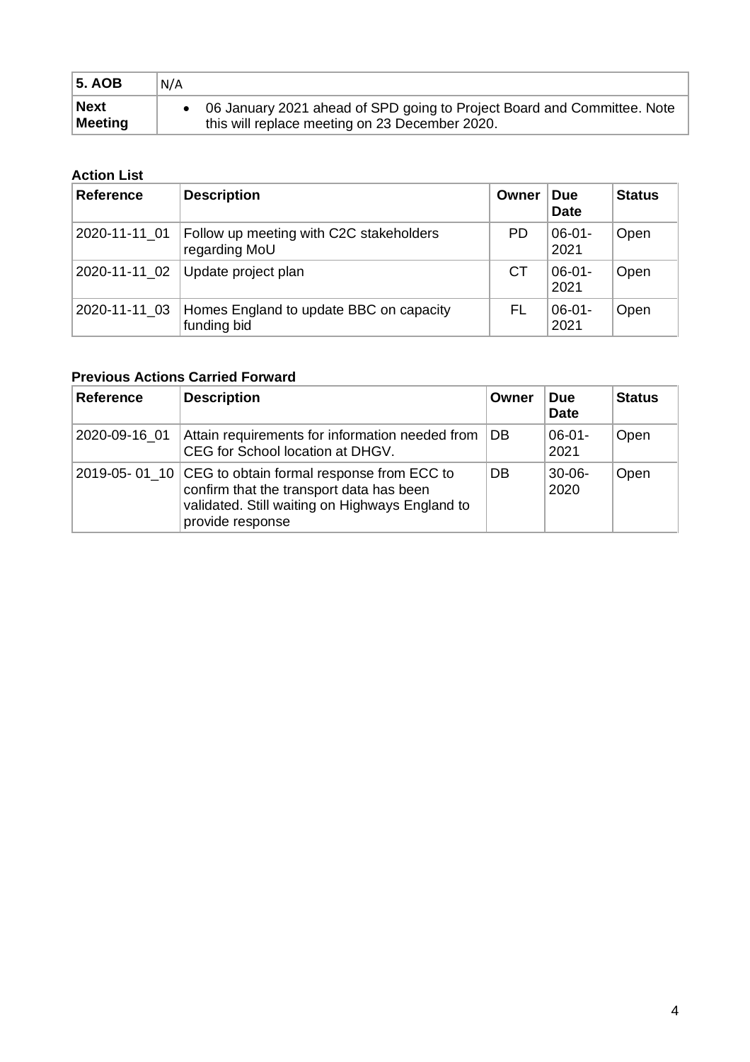| | |
|---|---|
| **5. AOB** | N/A |
| **Next Meeting** | • 06 January 2021 ahead of SPD going to Project Board and Committee. Note this will replace meeting on 23 December 2020. |

**Action List**

| Reference | Description | Owner | Due Date | Status |
|---|---|---|---|---|
| 2020-11-11_01 | Follow up meeting with C2C stakeholders regarding MoU | PD | 06-01-2021 | Open |
| 2020-11-11_02 | Update project plan | CT | 06-01-2021 | Open |
| 2020-11-11_03 | Homes England to update BBC on capacity funding bid | FL | 06-01-2021 | Open |

**Previous Actions Carried Forward**

| Reference | Description | Owner | Due Date | Status |
|---|---|---|---|---|
| 2020-09-16_01 | Attain requirements for information needed from CEG for School location at DHGV. | DB | 06-01-2021 | Open |
| 2019-05- 01_10 | CEG to obtain formal response from ECC to confirm that the transport data has been validated. Still waiting on Highways England to provide response | DB | 30-06-2020 | Open |